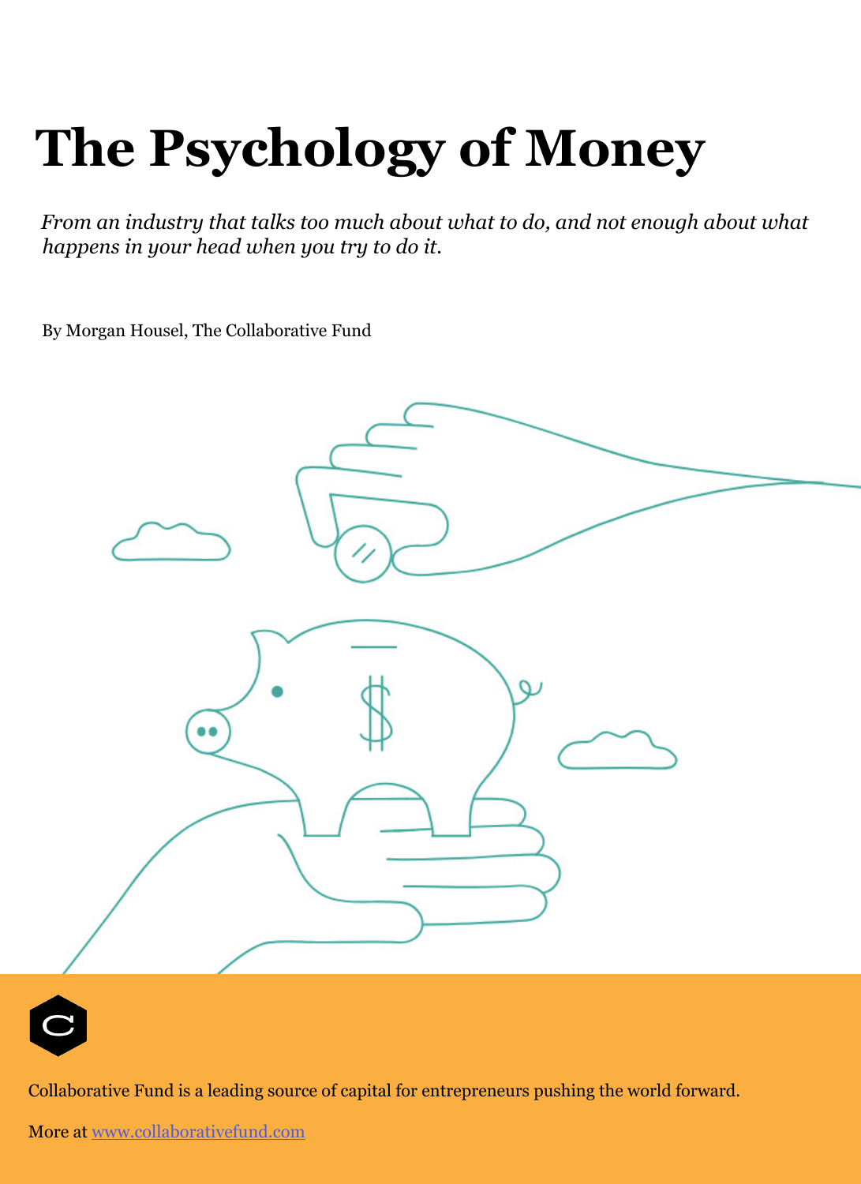# The Psychology of Money

*From an industry that talks too much about what to do, and not enough about what happens in your head when you try to do it.*

By Morgan Housel, The Collaborative Fund

Collaborative Fund is a leading source of capital for entrepreneurs pushing the world forward.

More at [www.collaborativefund.com](http://www.collaborativefund.com)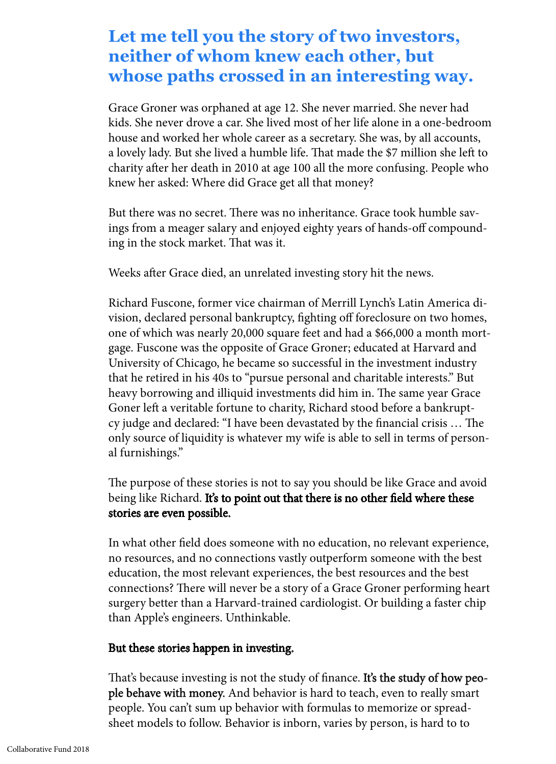## Let me tell you the story of two investors, neither of whom knew each other, but whose paths crossed in an interesting way.

Grace Groner was orphaned at age 12. She never married. She never had kids. She never drove a car. She lived most of her life alone in a one-bedroom house and worked her whole career as a secretary. She was, by all accounts, a lovely lady. But she lived a humble life. That made the $7 million she left to charity after her death in 2010 at age 100 all the more confusing. People who knew her asked: Where did Grace get all that money?

But there was no secret. There was no inheritance. Grace took humble savings from a meager salary and enjoyed eighty years of hands-off compounding in the stock market. That was it.

Weeks after Grace died, an unrelated investing story hit the news.

Richard Fuscone, former vice chairman of Merrill Lynch's Latin America division, declared personal bankruptcy, fighting off foreclosure on two homes, one of which was nearly 20,000 square feet and had a $66,000 a month mortgage. Fuscone was the opposite of Grace Groner; educated at Harvard and University of Chicago, he became so successful in the investment industry that he retired in his 40s to "pursue personal and charitable interests." But heavy borrowing and illiquid investments did him in. The same year Grace Goner left a veritable fortune to charity, Richard stood before a bankruptcy judge and declared: "I have been devastated by the financial crisis … The only source of liquidity is whatever my wife is able to sell in terms of personal furnishings."

The purpose of these stories is not to say you should be like Grace and avoid being like Richard. **It's to point out that there is no other field where these stories are even possible.**

In what other field does someone with no education, no relevant experience, no resources, and no connections vastly outperform someone with the best education, the most relevant experiences, the best resources and the best connections? There will never be a story of a Grace Groner performing heart surgery better than a Harvard-trained cardiologist. Or building a faster chip than Apple's engineers. Unthinkable.

**But these stories happen in investing.**

That's because investing is not the study of finance. **It's the study of how people behave with money.** And behavior is hard to teach, even to really smart people. You can't sum up behavior with formulas to memorize or spreadsheet models to follow. Behavior is inborn, varies by person, is hard to to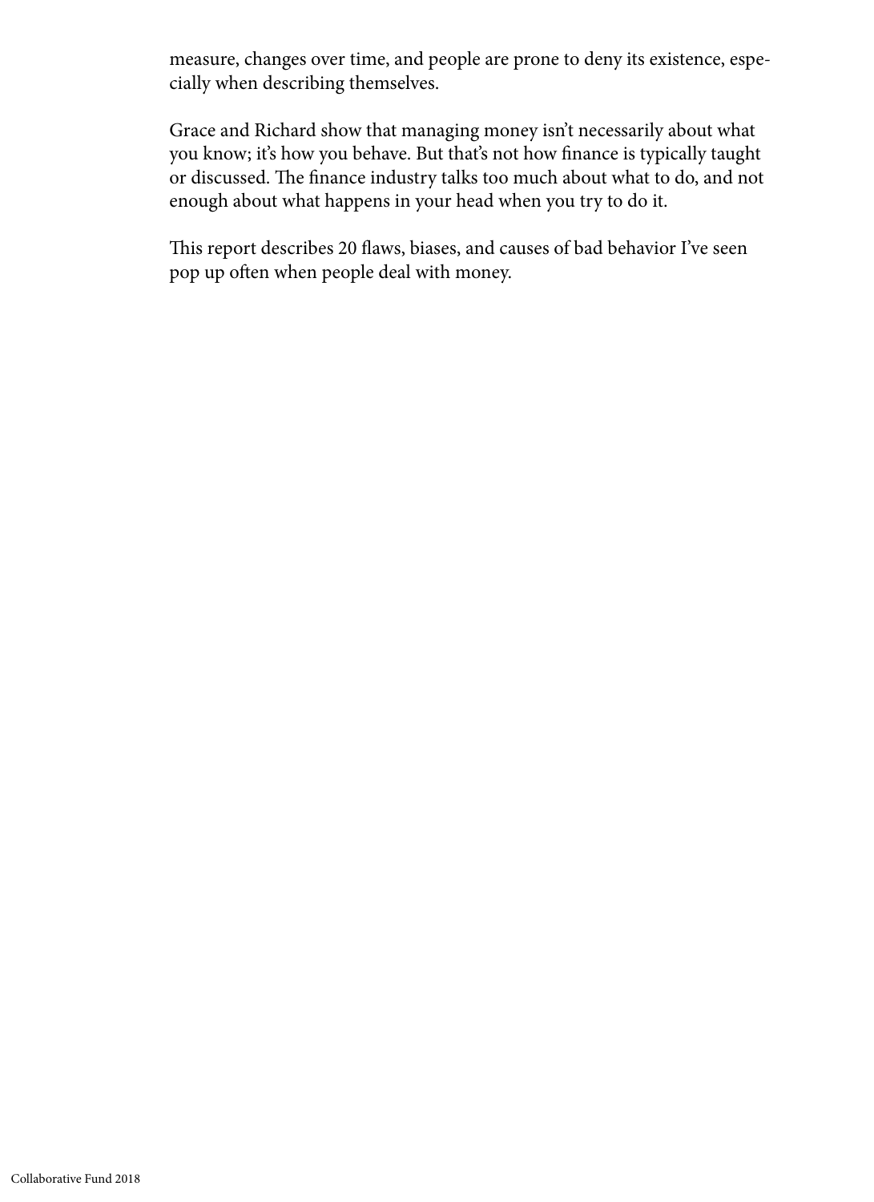measure, changes over time, and people are prone to deny its existence, especially when describing themselves.

Grace and Richard show that managing money isn't necessarily about what you know; it's how you behave. But that's not how finance is typically taught or discussed. The finance industry talks too much about what to do, and not enough about what happens in your head when you try to do it.

This report describes 20 flaws, biases, and causes of bad behavior I've seen pop up often when people deal with money.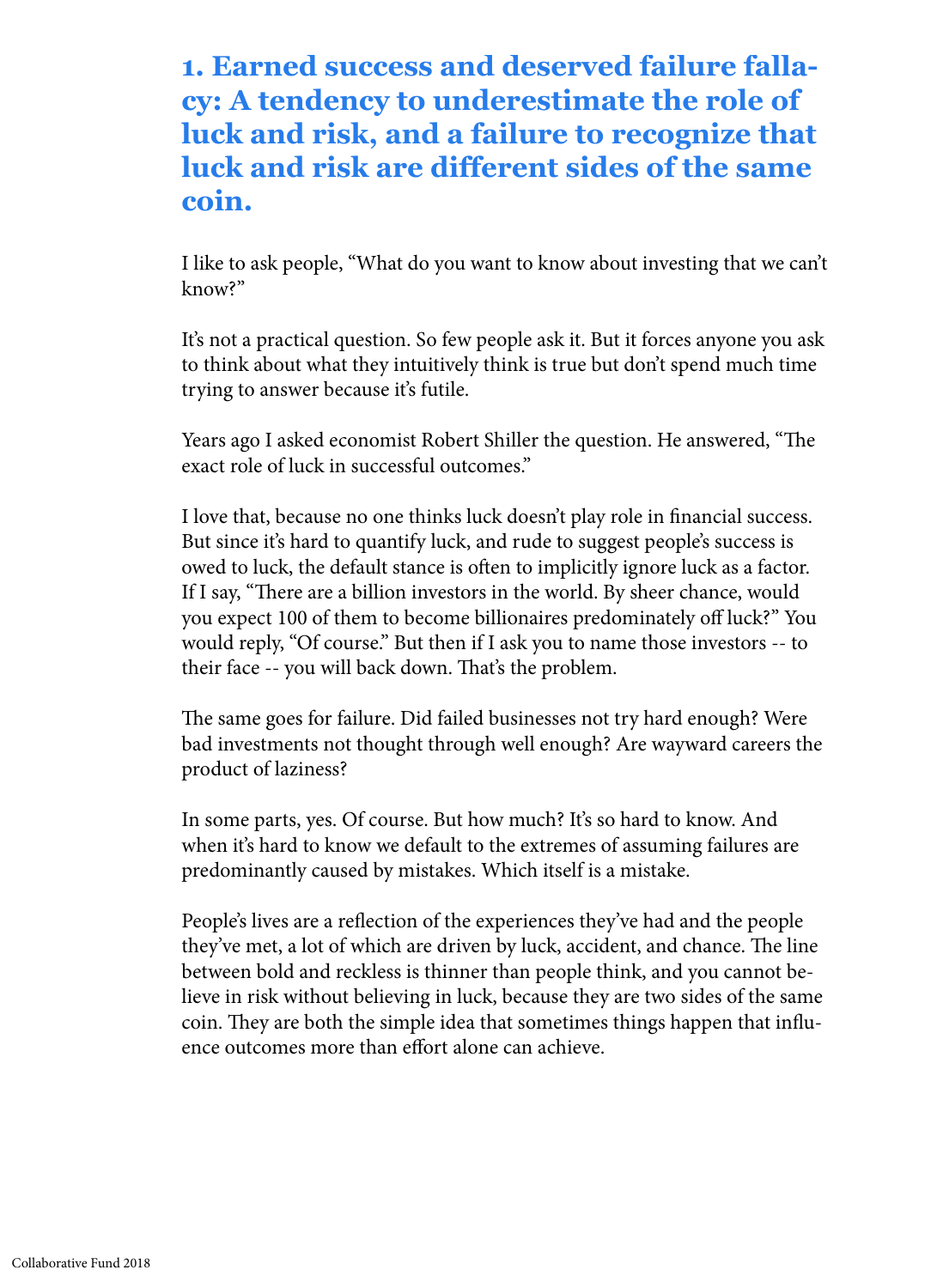## 1. Earned success and deserved failure fallacy: A tendency to underestimate the role of luck and risk, and a failure to recognize that luck and risk are different sides of the same coin.

I like to ask people, "What do you want to know about investing that we can't know?"

It's not a practical question. So few people ask it. But it forces anyone you ask to think about what they intuitively think is true but don't spend much time trying to answer because it's futile.

Years ago I asked economist Robert Shiller the question. He answered, "The exact role of luck in successful outcomes."

I love that, because no one thinks luck doesn't play role in financial success. But since it's hard to quantify luck, and rude to suggest people's success is owed to luck, the default stance is often to implicitly ignore luck as a factor. If I say, "There are a billion investors in the world. By sheer chance, would you expect 100 of them to become billionaires predominately off luck?" You would reply, "Of course." But then if I ask you to name those investors -- to their face -- you will back down. That's the problem.

The same goes for failure. Did failed businesses not try hard enough? Were bad investments not thought through well enough? Are wayward careers the product of laziness?

In some parts, yes. Of course. But how much? It's so hard to know. And when it's hard to know we default to the extremes of assuming failures are predominantly caused by mistakes. Which itself is a mistake.

People's lives are a reflection of the experiences they've had and the people they've met, a lot of which are driven by luck, accident, and chance. The line between bold and reckless is thinner than people think, and you cannot believe in risk without believing in luck, because they are two sides of the same coin. They are both the simple idea that sometimes things happen that influence outcomes more than effort alone can achieve.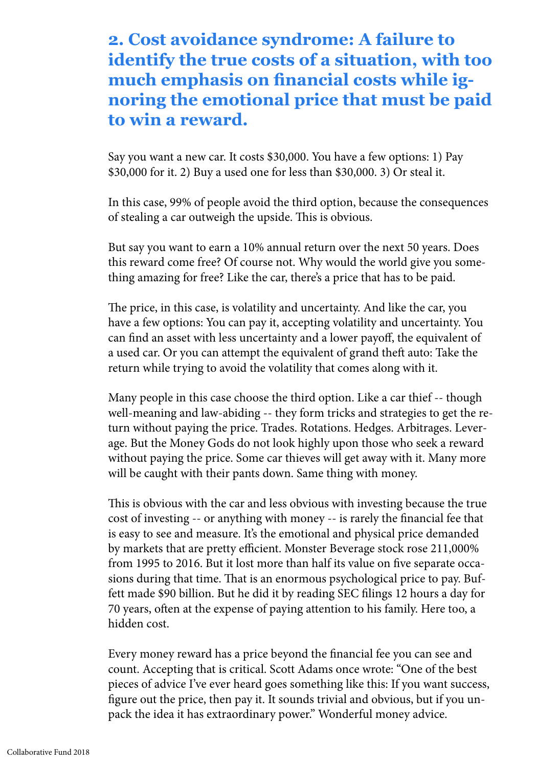## 2. Cost avoidance syndrome: A failure to identify the true costs of a situation, with too much emphasis on financial costs while ignoring the emotional price that must be paid to win a reward.

Say you want a new car. It costs $30,000. You have a few options: 1) Pay $30,000 for it. 2) Buy a used one for less than $30,000. 3) Or steal it.

In this case, 99% of people avoid the third option, because the consequences of stealing a car outweigh the upside. This is obvious.

But say you want to earn a 10% annual return over the next 50 years. Does this reward come free? Of course not. Why would the world give you something amazing for free? Like the car, there's a price that has to be paid.

The price, in this case, is volatility and uncertainty. And like the car, you have a few options: You can pay it, accepting volatility and uncertainty. You can find an asset with less uncertainty and a lower payoff, the equivalent of a used car. Or you can attempt the equivalent of grand theft auto: Take the return while trying to avoid the volatility that comes along with it.

Many people in this case choose the third option. Like a car thief -- though well-meaning and law-abiding -- they form tricks and strategies to get the return without paying the price. Trades. Rotations. Hedges. Arbitrages. Leverage. But the Money Gods do not look highly upon those who seek a reward without paying the price. Some car thieves will get away with it. Many more will be caught with their pants down. Same thing with money.

This is obvious with the car and less obvious with investing because the true cost of investing -- or anything with money -- is rarely the financial fee that is easy to see and measure. It's the emotional and physical price demanded by markets that are pretty efficient. Monster Beverage stock rose 211,000% from 1995 to 2016. But it lost more than half its value on five separate occasions during that time. That is an enormous psychological price to pay. Buffett made $90 billion. But he did it by reading SEC filings 12 hours a day for 70 years, often at the expense of paying attention to his family. Here too, a hidden cost.

Every money reward has a price beyond the financial fee you can see and count. Accepting that is critical. Scott Adams once wrote: "One of the best pieces of advice I've ever heard goes something like this: If you want success, figure out the price, then pay it. It sounds trivial and obvious, but if you unpack the idea it has extraordinary power." Wonderful money advice.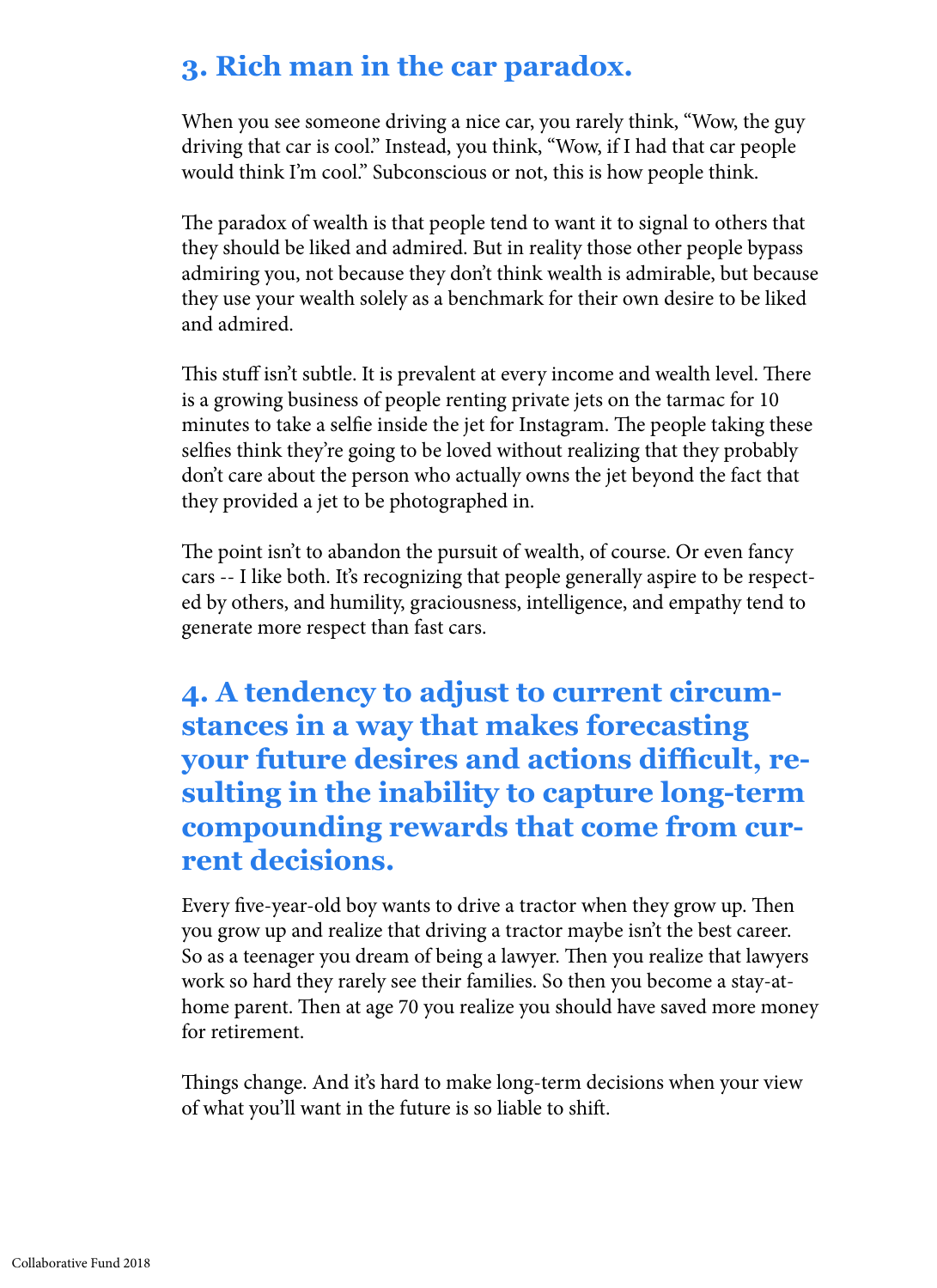## 3. Rich man in the car paradox.

When you see someone driving a nice car, you rarely think, "Wow, the guy driving that car is cool." Instead, you think, "Wow, if I had that car people would think I'm cool." Subconscious or not, this is how people think.

The paradox of wealth is that people tend to want it to signal to others that they should be liked and admired. But in reality those other people bypass admiring you, not because they don't think wealth is admirable, but because they use your wealth solely as a benchmark for their own desire to be liked and admired.

This stuff isn't subtle. It is prevalent at every income and wealth level. There is a growing business of people renting private jets on the tarmac for 10 minutes to take a selfie inside the jet for Instagram. The people taking these selfies think they're going to be loved without realizing that they probably don't care about the person who actually owns the jet beyond the fact that they provided a jet to be photographed in.

The point isn't to abandon the pursuit of wealth, of course. Or even fancy cars -- I like both. It's recognizing that people generally aspire to be respected by others, and humility, graciousness, intelligence, and empathy tend to generate more respect than fast cars.

## 4. A tendency to adjust to current circumstances in a way that makes forecasting your future desires and actions difficult, resulting in the inability to capture long-term compounding rewards that come from current decisions.

Every five-year-old boy wants to drive a tractor when they grow up. Then you grow up and realize that driving a tractor maybe isn't the best career. So as a teenager you dream of being a lawyer. Then you realize that lawyers work so hard they rarely see their families. So then you become a stay-at-home parent. Then at age 70 you realize you should have saved more money for retirement.

Things change. And it's hard to make long-term decisions when your view of what you'll want in the future is so liable to shift.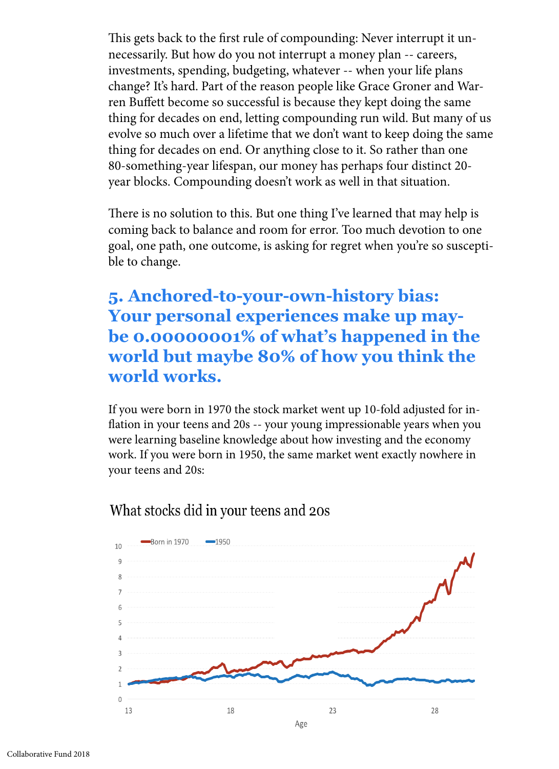This gets back to the first rule of compounding: Never interrupt it unnecessarily. But how do you not interrupt a money plan -- careers, investments, spending, budgeting, whatever -- when your life plans change? It's hard. Part of the reason people like Grace Groner and Warren Buffett become so successful is because they kept doing the same thing for decades on end, letting compounding run wild. But many of us evolve so much over a lifetime that we don't want to keep doing the same thing for decades on end. Or anything close to it. So rather than one 80-something-year lifespan, our money has perhaps four distinct 20-year blocks. Compounding doesn't work as well in that situation.

There is no solution to this. But one thing I've learned that may help is coming back to balance and room for error. Too much devotion to one goal, one path, one outcome, is asking for regret when you're so susceptible to change.

## 5. Anchored-to-your-own-history bias: Your personal experiences make up maybe 0.00000001% of what's happened in the world but maybe 80% of how you think the world works.

If you were born in 1970 the stock market went up 10-fold adjusted for inflation in your teens and 20s -- your young impressionable years when you were learning baseline knowledge about how investing and the economy work. If you were born in 1950, the same market went exactly nowhere in your teens and 20s:

What stocks did in your teens and 20s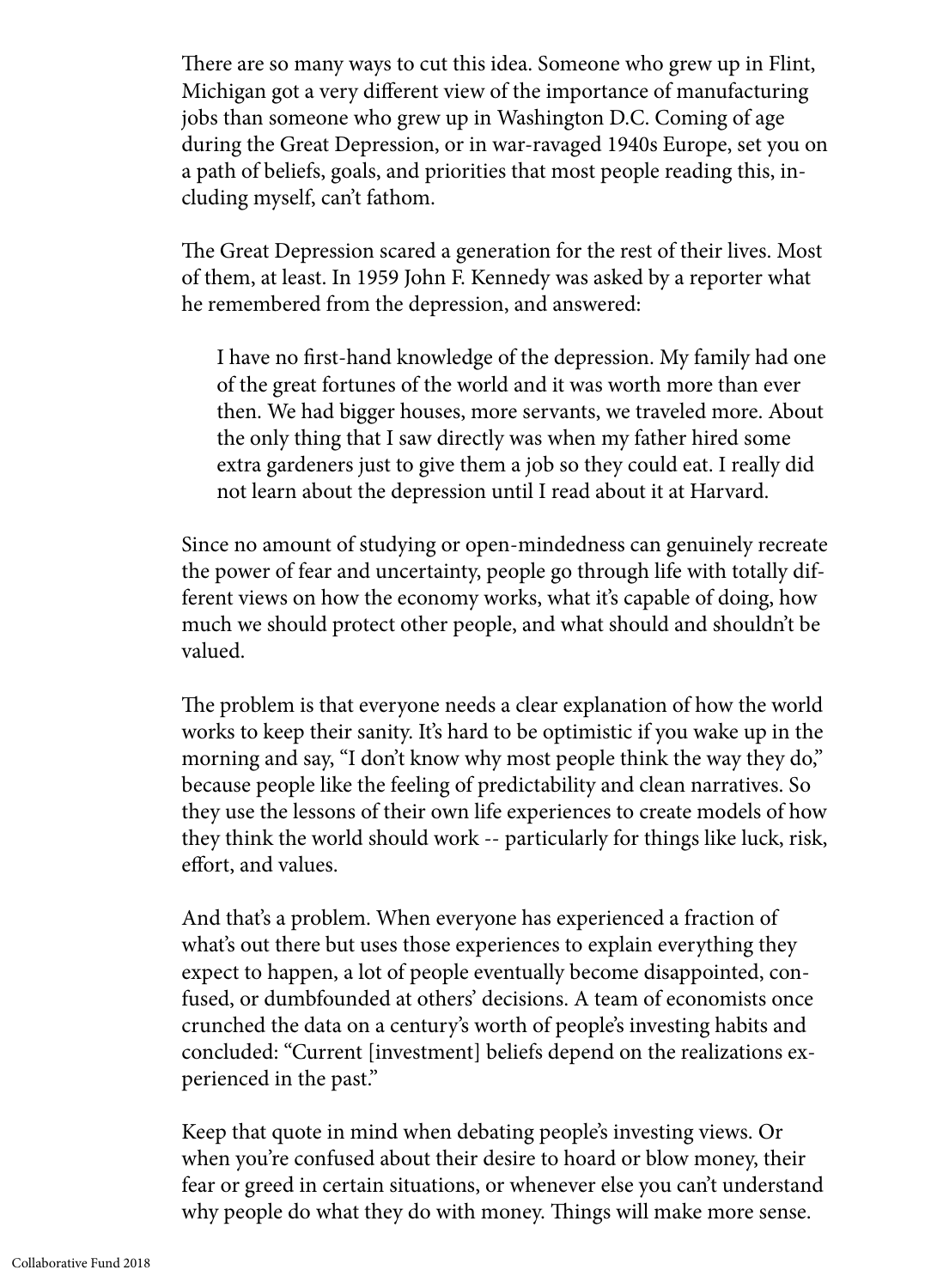There are so many ways to cut this idea. Someone who grew up in Flint, Michigan got a very different view of the importance of manufacturing jobs than someone who grew up in Washington D.C. Coming of age during the Great Depression, or in war-ravaged 1940s Europe, set you on a path of beliefs, goals, and priorities that most people reading this, including myself, can't fathom.

The Great Depression scared a generation for the rest of their lives. Most of them, at least. In 1959 John F. Kennedy was asked by a reporter what he remembered from the depression, and answered:

> I have no first-hand knowledge of the depression. My family had one of the great fortunes of the world and it was worth more than ever then. We had bigger houses, more servants, we traveled more. About the only thing that I saw directly was when my father hired some extra gardeners just to give them a job so they could eat. I really did not learn about the depression until I read about it at Harvard.

Since no amount of studying or open-mindedness can genuinely recreate the power of fear and uncertainty, people go through life with totally different views on how the economy works, what it's capable of doing, how much we should protect other people, and what should and shouldn't be valued.

The problem is that everyone needs a clear explanation of how the world works to keep their sanity. It's hard to be optimistic if you wake up in the morning and say, "I don't know why most people think the way they do," because people like the feeling of predictability and clean narratives. So they use the lessons of their own life experiences to create models of how they think the world should work -- particularly for things like luck, risk, effort, and values.

And that's a problem. When everyone has experienced a fraction of what's out there but uses those experiences to explain everything they expect to happen, a lot of people eventually become disappointed, confused, or dumbfounded at others' decisions. A team of economists once crunched the data on a century's worth of people's investing habits and concluded: "Current [investment] beliefs depend on the realizations experienced in the past."

Keep that quote in mind when debating people's investing views. Or when you're confused about their desire to hoard or blow money, their fear or greed in certain situations, or whenever else you can't understand why people do what they do with money. Things will make more sense.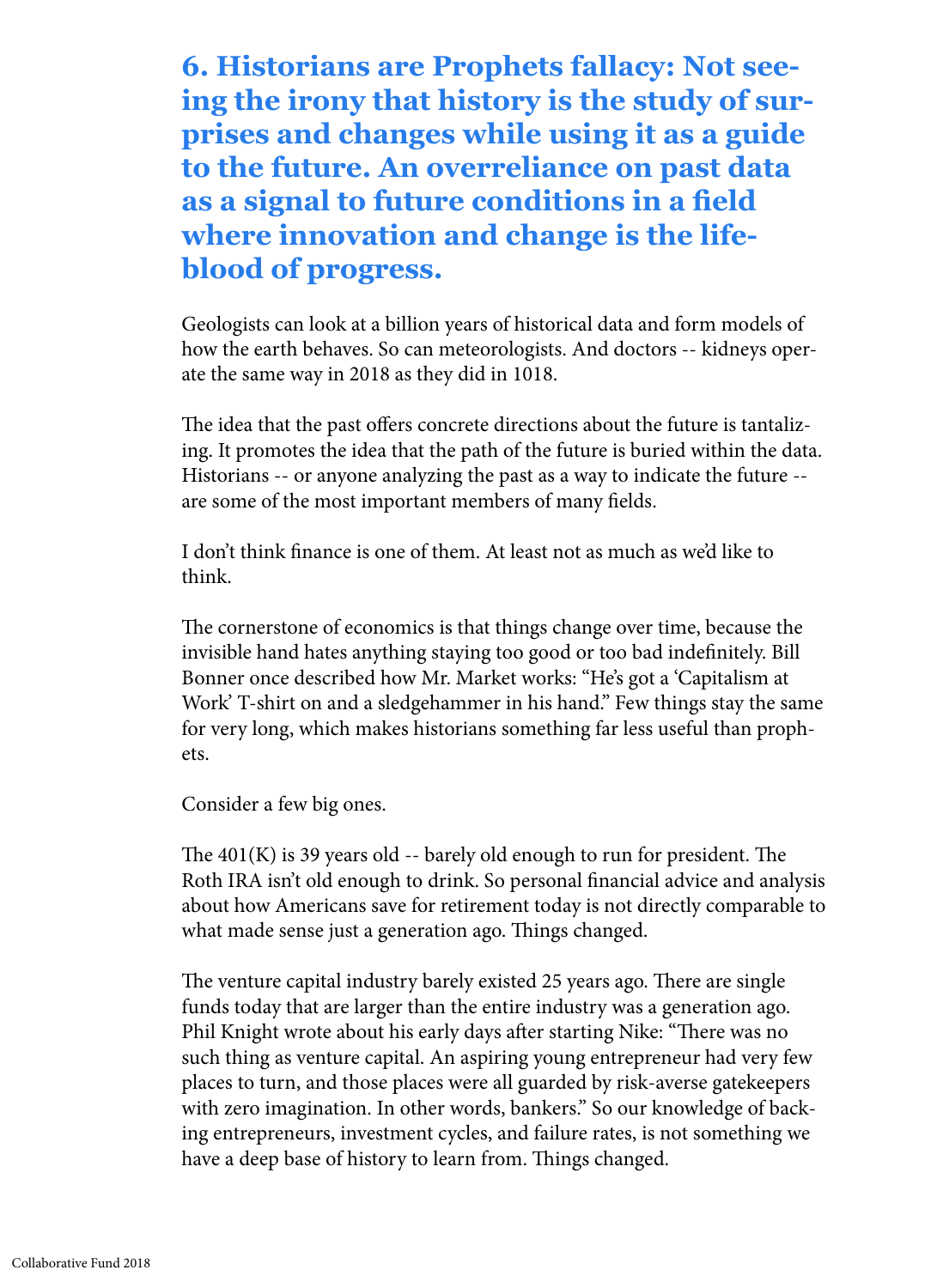## 6. Historians are Prophets fallacy: Not seeing the irony that history is the study of surprises and changes while using it as a guide to the future. An overreliance on past data as a signal to future conditions in a field where innovation and change is the lifeblood of progress.

Geologists can look at a billion years of historical data and form models of how the earth behaves. So can meteorologists. And doctors -- kidneys operate the same way in 2018 as they did in 1018.

The idea that the past offers concrete directions about the future is tantalizing. It promotes the idea that the path of the future is buried within the data. Historians -- or anyone analyzing the past as a way to indicate the future -- are some of the most important members of many fields.

I don't think finance is one of them. At least not as much as we'd like to think.

The cornerstone of economics is that things change over time, because the invisible hand hates anything staying too good or too bad indefinitely. Bill Bonner once described how Mr. Market works: "He's got a 'Capitalism at Work' T-shirt on and a sledgehammer in his hand." Few things stay the same for very long, which makes historians something far less useful than prophets.

Consider a few big ones.

The 401(K) is 39 years old -- barely old enough to run for president. The Roth IRA isn't old enough to drink. So personal financial advice and analysis about how Americans save for retirement today is not directly comparable to what made sense just a generation ago. Things changed.

The venture capital industry barely existed 25 years ago. There are single funds today that are larger than the entire industry was a generation ago. Phil Knight wrote about his early days after starting Nike: "There was no such thing as venture capital. An aspiring young entrepreneur had very few places to turn, and those places were all guarded by risk-averse gatekeepers with zero imagination. In other words, bankers." So our knowledge of backing entrepreneurs, investment cycles, and failure rates, is not something we have a deep base of history to learn from. Things changed.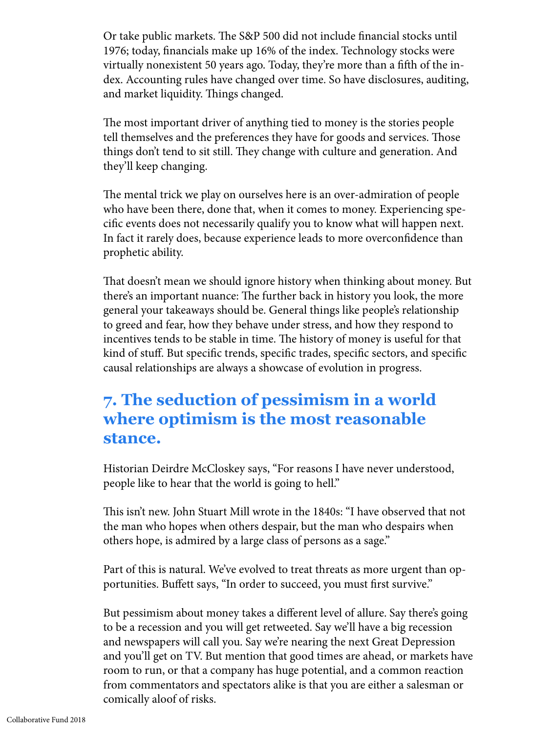Or take public markets. The S&P 500 did not include financial stocks until 1976; today, financials make up 16% of the index. Technology stocks were virtually nonexistent 50 years ago. Today, they're more than a fifth of the index. Accounting rules have changed over time. So have disclosures, auditing, and market liquidity. Things changed.

The most important driver of anything tied to money is the stories people tell themselves and the preferences they have for goods and services. Those things don't tend to sit still. They change with culture and generation. And they'll keep changing.

The mental trick we play on ourselves here is an over-admiration of people who have been there, done that, when it comes to money. Experiencing specific events does not necessarily qualify you to know what will happen next. In fact it rarely does, because experience leads to more overconfidence than prophetic ability.

That doesn't mean we should ignore history when thinking about money. But there's an important nuance: The further back in history you look, the more general your takeaways should be. General things like people's relationship to greed and fear, how they behave under stress, and how they respond to incentives tends to be stable in time. The history of money is useful for that kind of stuff. But specific trends, specific trades, specific sectors, and specific causal relationships are always a showcase of evolution in progress.

## 7. The seduction of pessimism in a world where optimism is the most reasonable stance.

Historian Deirdre McCloskey says, "For reasons I have never understood, people like to hear that the world is going to hell."

This isn't new. John Stuart Mill wrote in the 1840s: "I have observed that not the man who hopes when others despair, but the man who despairs when others hope, is admired by a large class of persons as a sage."

Part of this is natural. We've evolved to treat threats as more urgent than opportunities. Buffett says, "In order to succeed, you must first survive."

But pessimism about money takes a different level of allure. Say there's going to be a recession and you will get retweeted. Say we'll have a big recession and newspapers will call you. Say we're nearing the next Great Depression and you'll get on TV. But mention that good times are ahead, or markets have room to run, or that a company has huge potential, and a common reaction from commentators and spectators alike is that you are either a salesman or comically aloof of risks.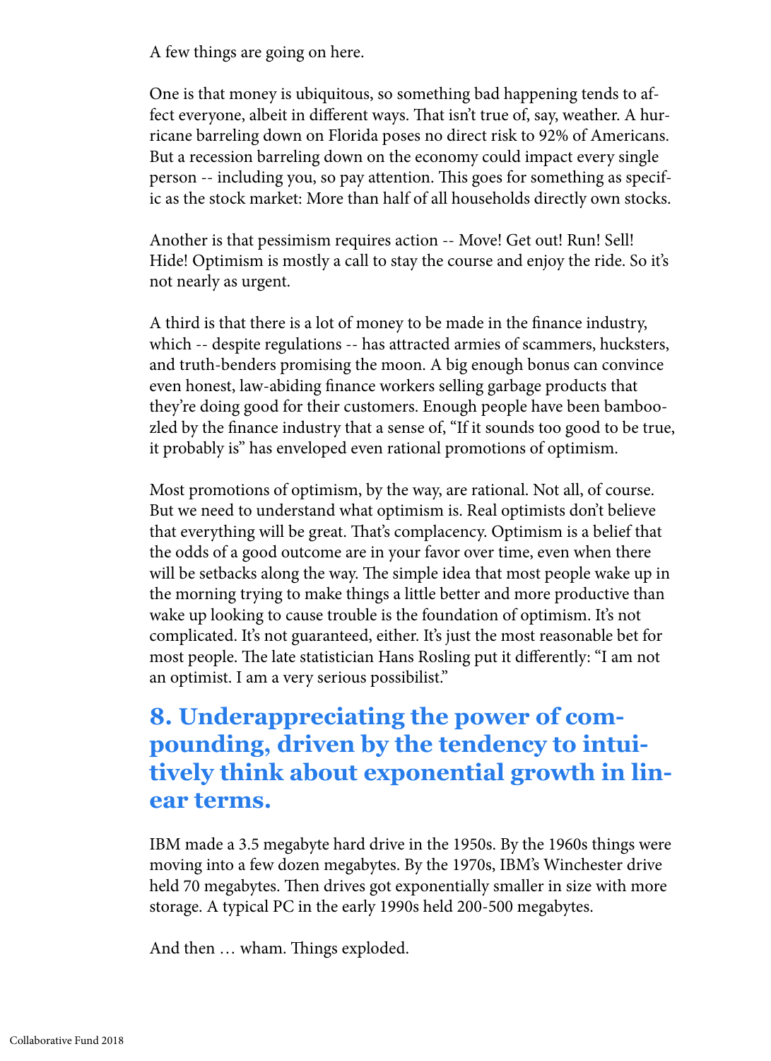A few things are going on here.

One is that money is ubiquitous, so something bad happening tends to affect everyone, albeit in different ways. That isn't true of, say, weather. A hurricane barreling down on Florida poses no direct risk to 92% of Americans. But a recession barreling down on the economy could impact every single person -- including you, so pay attention. This goes for something as specific as the stock market: More than half of all households directly own stocks.

Another is that pessimism requires action -- Move! Get out! Run! Sell! Hide! Optimism is mostly a call to stay the course and enjoy the ride. So it's not nearly as urgent.

A third is that there is a lot of money to be made in the finance industry, which -- despite regulations -- has attracted armies of scammers, hucksters, and truth-benders promising the moon. A big enough bonus can convince even honest, law-abiding finance workers selling garbage products that they're doing good for their customers. Enough people have been bamboozled by the finance industry that a sense of, "If it sounds too good to be true, it probably is" has enveloped even rational promotions of optimism.

Most promotions of optimism, by the way, are rational. Not all, of course. But we need to understand what optimism is. Real optimists don't believe that everything will be great. That's complacency. Optimism is a belief that the odds of a good outcome are in your favor over time, even when there will be setbacks along the way. The simple idea that most people wake up in the morning trying to make things a little better and more productive than wake up looking to cause trouble is the foundation of optimism. It's not complicated. It's not guaranteed, either. It's just the most reasonable bet for most people. The late statistician Hans Rosling put it differently: "I am not an optimist. I am a very serious possibilist."

## 8. Underappreciating the power of compounding, driven by the tendency to intuitively think about exponential growth in linear terms.

IBM made a 3.5 megabyte hard drive in the 1950s. By the 1960s things were moving into a few dozen megabytes. By the 1970s, IBM's Winchester drive held 70 megabytes. Then drives got exponentially smaller in size with more storage. A typical PC in the early 1990s held 200-500 megabytes.

And then … wham. Things exploded.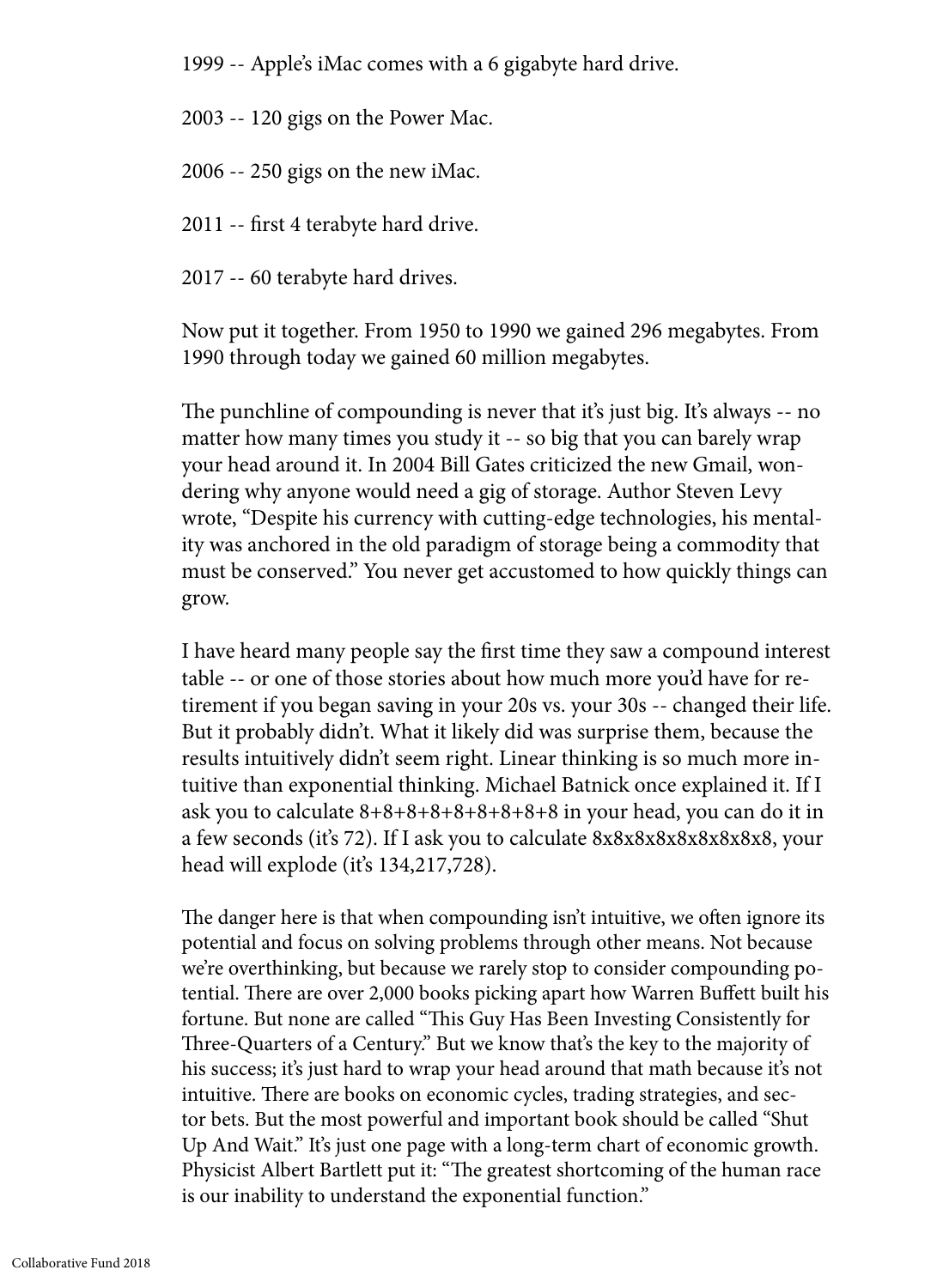1999 -- Apple's iMac comes with a 6 gigabyte hard drive.

2003 -- 120 gigs on the Power Mac.

2006 -- 250 gigs on the new iMac.

2011 -- first 4 terabyte hard drive.

2017 -- 60 terabyte hard drives.

Now put it together. From 1950 to 1990 we gained 296 megabytes. From 1990 through today we gained 60 million megabytes.

The punchline of compounding is never that it's just big. It's always -- no matter how many times you study it -- so big that you can barely wrap your head around it. In 2004 Bill Gates criticized the new Gmail, wondering why anyone would need a gig of storage. Author Steven Levy wrote, "Despite his currency with cutting-edge technologies, his mentality was anchored in the old paradigm of storage being a commodity that must be conserved." You never get accustomed to how quickly things can grow.

I have heard many people say the first time they saw a compound interest table -- or one of those stories about how much more you'd have for retirement if you began saving in your 20s vs. your 30s -- changed their life. But it probably didn't. What it likely did was surprise them, because the results intuitively didn't seem right. Linear thinking is so much more intuitive than exponential thinking. Michael Batnick once explained it. If I ask you to calculate 8+8+8+8+8+8+8+8+8 in your head, you can do it in a few seconds (it's 72). If I ask you to calculate 8x8x8x8x8x8x8x8x8, your head will explode (it's 134,217,728).

The danger here is that when compounding isn't intuitive, we often ignore its potential and focus on solving problems through other means. Not because we're overthinking, but because we rarely stop to consider compounding potential. There are over 2,000 books picking apart how Warren Buffett built his fortune. But none are called "This Guy Has Been Investing Consistently for Three-Quarters of a Century." But we know that's the key to the majority of his success; it's just hard to wrap your head around that math because it's not intuitive. There are books on economic cycles, trading strategies, and sector bets. But the most powerful and important book should be called "Shut Up And Wait." It's just one page with a long-term chart of economic growth. Physicist Albert Bartlett put it: "The greatest shortcoming of the human race is our inability to understand the exponential function."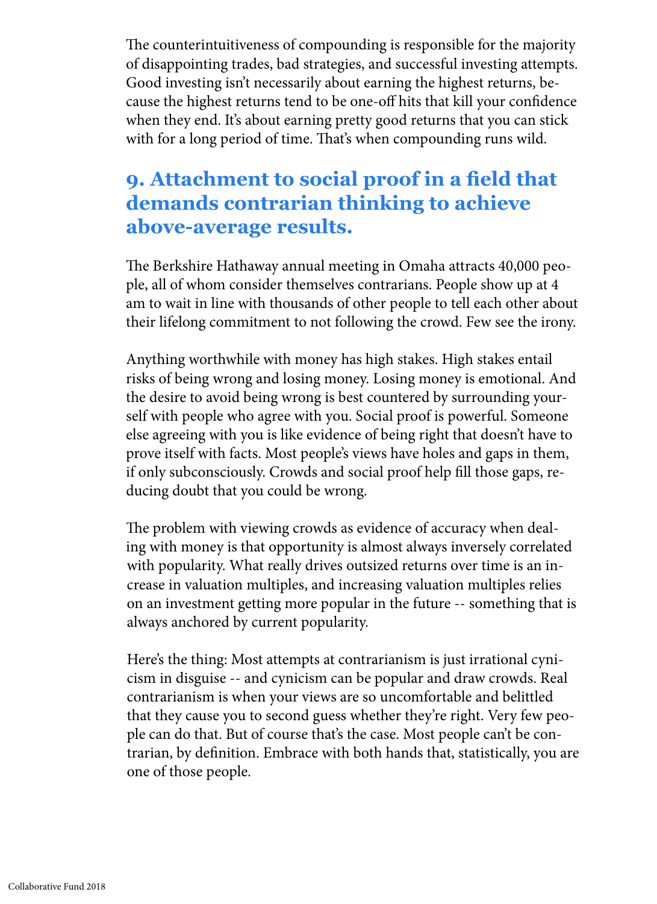The counterintuitiveness of compounding is responsible for the majority of disappointing trades, bad strategies, and successful investing attempts. Good investing isn't necessarily about earning the highest returns, because the highest returns tend to be one-off hits that kill your confidence when they end. It's about earning pretty good returns that you can stick with for a long period of time. That's when compounding runs wild.

## 9. Attachment to social proof in a field that demands contrarian thinking to achieve above-average results.

The Berkshire Hathaway annual meeting in Omaha attracts 40,000 people, all of whom consider themselves contrarians. People show up at 4 am to wait in line with thousands of other people to tell each other about their lifelong commitment to not following the crowd. Few see the irony.

Anything worthwhile with money has high stakes. High stakes entail risks of being wrong and losing money. Losing money is emotional. And the desire to avoid being wrong is best countered by surrounding yourself with people who agree with you. Social proof is powerful. Someone else agreeing with you is like evidence of being right that doesn't have to prove itself with facts. Most people's views have holes and gaps in them, if only subconsciously. Crowds and social proof help fill those gaps, reducing doubt that you could be wrong.

The problem with viewing crowds as evidence of accuracy when dealing with money is that opportunity is almost always inversely correlated with popularity. What really drives outsized returns over time is an increase in valuation multiples, and increasing valuation multiples relies on an investment getting more popular in the future -- something that is always anchored by current popularity.

Here's the thing: Most attempts at contrarianism is just irrational cynicism in disguise -- and cynicism can be popular and draw crowds. Real contrarianism is when your views are so uncomfortable and belittled that they cause you to second guess whether they're right. Very few people can do that. But of course that's the case. Most people can't be contrarian, by definition. Embrace with both hands that, statistically, you are one of those people.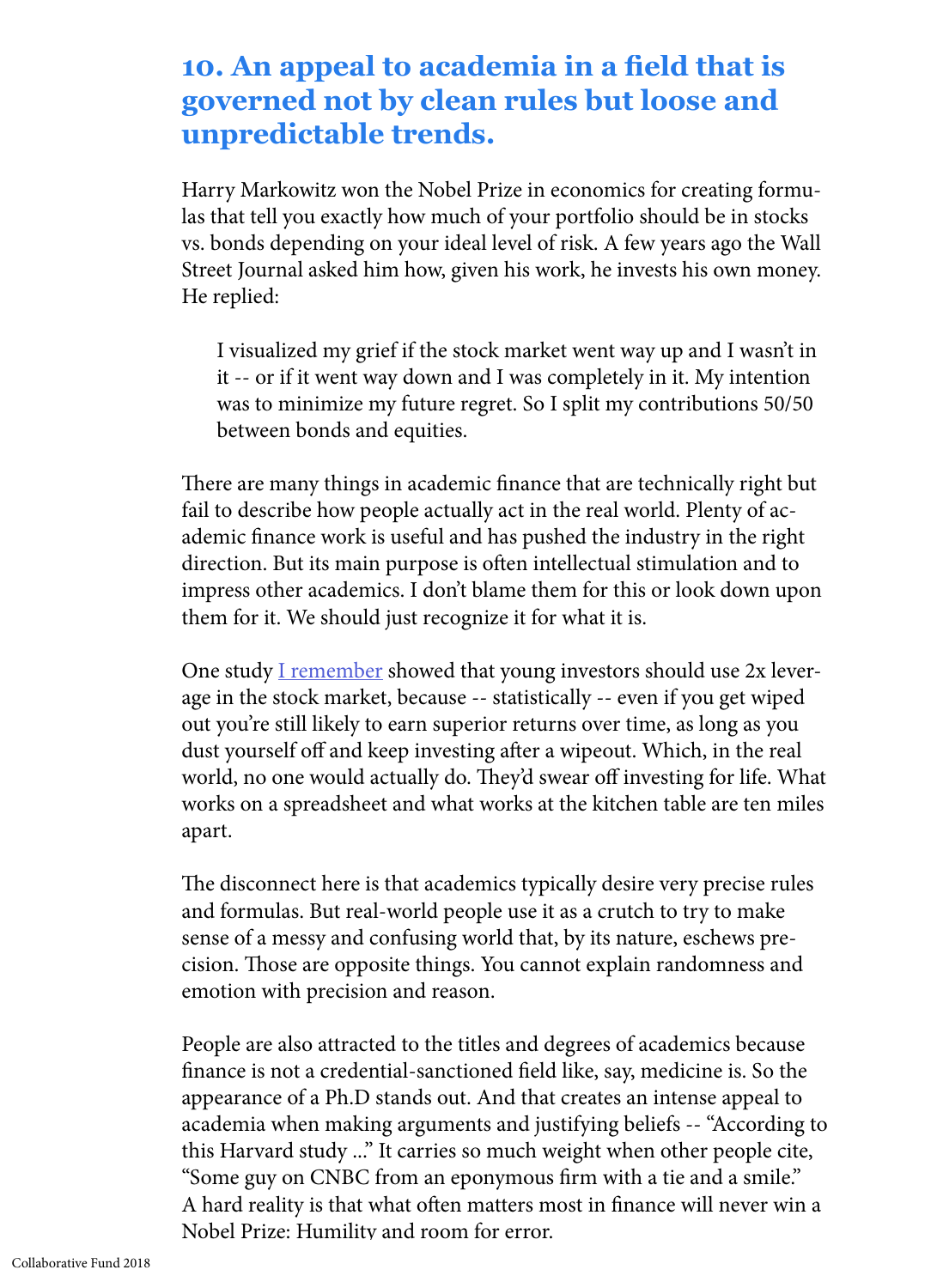## 10. An appeal to academia in a field that is governed not by clean rules but loose and unpredictable trends.

Harry Markowitz won the Nobel Prize in economics for creating formulas that tell you exactly how much of your portfolio should be in stocks vs. bonds depending on your ideal level of risk. A few years ago the Wall Street Journal asked him how, given his work, he invests his own money. He replied:

> I visualized my grief if the stock market went way up and I wasn't in it -- or if it went way down and I was completely in it. My intention was to minimize my future regret. So I split my contributions 50/50 between bonds and equities.

There are many things in academic finance that are technically right but fail to describe how people actually act in the real world. Plenty of academic finance work is useful and has pushed the industry in the right direction. But its main purpose is often intellectual stimulation and to impress other academics. I don't blame them for this or look down upon them for it. We should just recognize it for what it is.

One study I remember showed that young investors should use 2x leverage in the stock market, because -- statistically -- even if you get wiped out you're still likely to earn superior returns over time, as long as you dust yourself off and keep investing after a wipeout. Which, in the real world, no one would actually do. They'd swear off investing for life. What works on a spreadsheet and what works at the kitchen table are ten miles apart.

The disconnect here is that academics typically desire very precise rules and formulas. But real-world people use it as a crutch to try to make sense of a messy and confusing world that, by its nature, eschews precision. Those are opposite things. You cannot explain randomness and emotion with precision and reason.

People are also attracted to the titles and degrees of academics because finance is not a credential-sanctioned field like, say, medicine is. So the appearance of a Ph.D stands out. And that creates an intense appeal to academia when making arguments and justifying beliefs -- "According to this Harvard study ..." It carries so much weight when other people cite, "Some guy on CNBC from an eponymous firm with a tie and a smile." A hard reality is that what often matters most in finance will never win a Nobel Prize: Humility and room for error.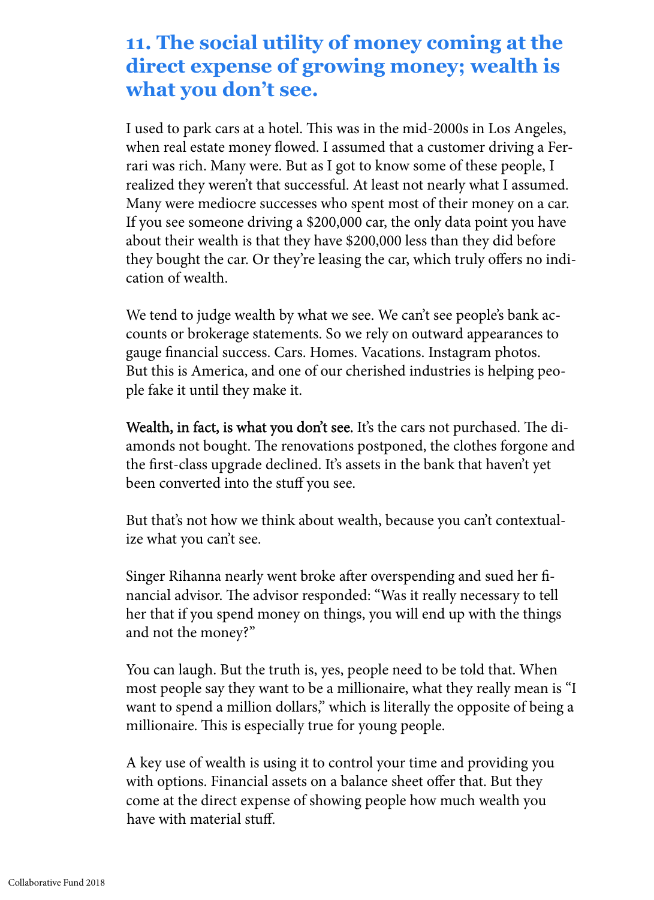## 11. The social utility of money coming at the direct expense of growing money; wealth is what you don't see.

I used to park cars at a hotel. This was in the mid-2000s in Los Angeles, when real estate money flowed. I assumed that a customer driving a Ferrari was rich. Many were. But as I got to know some of these people, I realized they weren't that successful. At least not nearly what I assumed. Many were mediocre successes who spent most of their money on a car. If you see someone driving a $200,000 car, the only data point you have about their wealth is that they have $200,000 less than they did before they bought the car. Or they're leasing the car, which truly offers no indication of wealth.

We tend to judge wealth by what we see. We can't see people's bank accounts or brokerage statements. So we rely on outward appearances to gauge financial success. Cars. Homes. Vacations. Instagram photos. But this is America, and one of our cherished industries is helping people fake it until they make it.

**Wealth, in fact, is what you don't see.** It's the cars not purchased. The diamonds not bought. The renovations postponed, the clothes forgone and the first-class upgrade declined. It's assets in the bank that haven't yet been converted into the stuff you see.

But that's not how we think about wealth, because you can't contextualize what you can't see.

Singer Rihanna nearly went broke after overspending and sued her financial advisor. The advisor responded: "Was it really necessary to tell her that if you spend money on things, you will end up with the things and not the money?"

You can laugh. But the truth is, yes, people need to be told that. When most people say they want to be a millionaire, what they really mean is "I want to spend a million dollars," which is literally the opposite of being a millionaire. This is especially true for young people.

A key use of wealth is using it to control your time and providing you with options. Financial assets on a balance sheet offer that. But they come at the direct expense of showing people how much wealth you have with material stuff.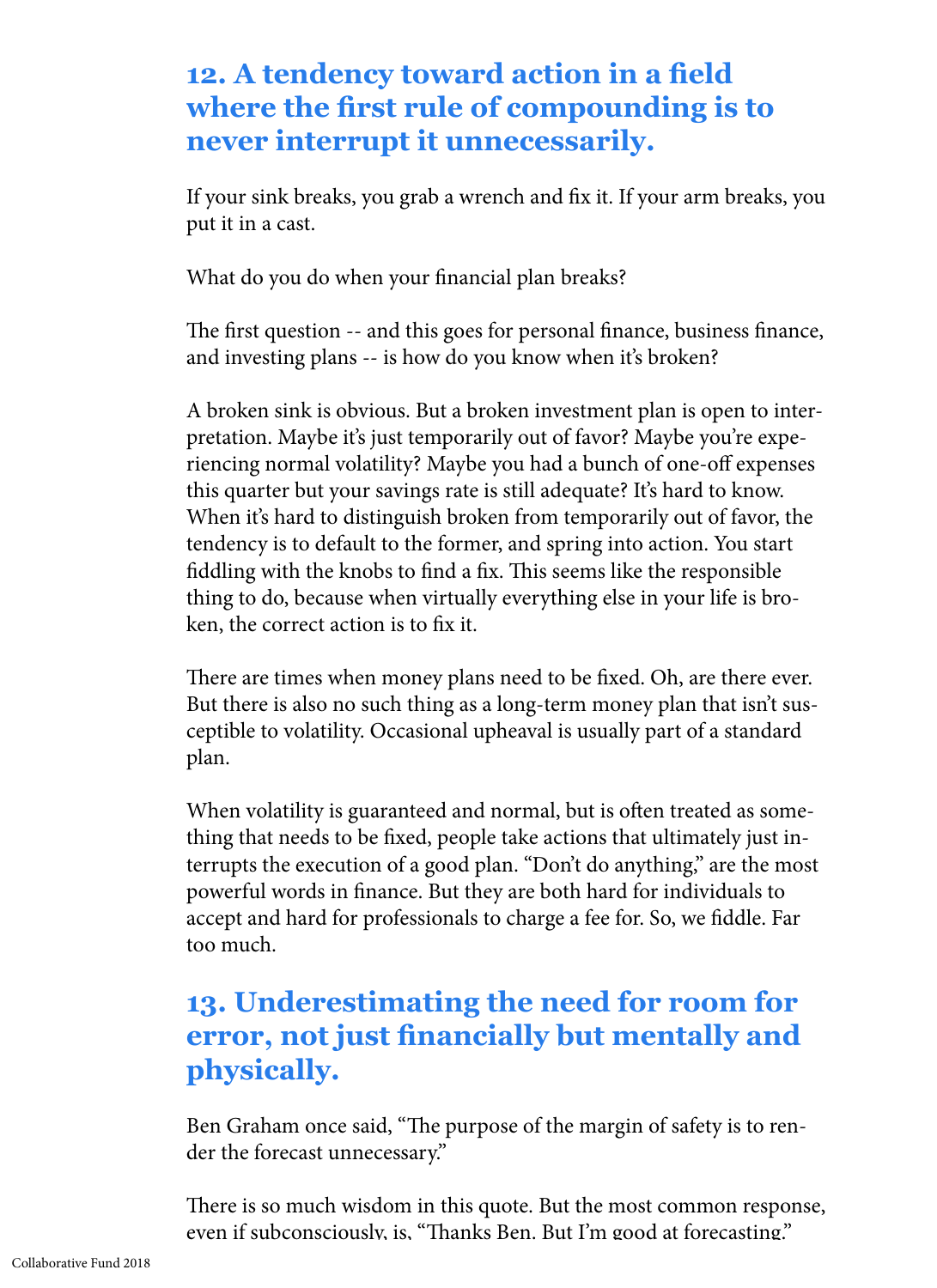## 12. A tendency toward action in a field where the first rule of compounding is to never interrupt it unnecessarily.

If your sink breaks, you grab a wrench and fix it. If your arm breaks, you put it in a cast.

What do you do when your financial plan breaks?

The first question -- and this goes for personal finance, business finance, and investing plans -- is how do you know when it's broken?

A broken sink is obvious. But a broken investment plan is open to interpretation. Maybe it's just temporarily out of favor? Maybe you're experiencing normal volatility? Maybe you had a bunch of one-off expenses this quarter but your savings rate is still adequate? It's hard to know. When it's hard to distinguish broken from temporarily out of favor, the tendency is to default to the former, and spring into action. You start fiddling with the knobs to find a fix. This seems like the responsible thing to do, because when virtually everything else in your life is broken, the correct action is to fix it.

There are times when money plans need to be fixed. Oh, are there ever. But there is also no such thing as a long-term money plan that isn't susceptible to volatility. Occasional upheaval is usually part of a standard plan.

When volatility is guaranteed and normal, but is often treated as something that needs to be fixed, people take actions that ultimately just interrupts the execution of a good plan. "Don't do anything," are the most powerful words in finance. But they are both hard for individuals to accept and hard for professionals to charge a fee for. So, we fiddle. Far too much.

## 13. Underestimating the need for room for error, not just financially but mentally and physically.

Ben Graham once said, "The purpose of the margin of safety is to render the forecast unnecessary."

There is so much wisdom in this quote. But the most common response, even if subconsciously, is, "Thanks Ben. But I'm good at forecasting."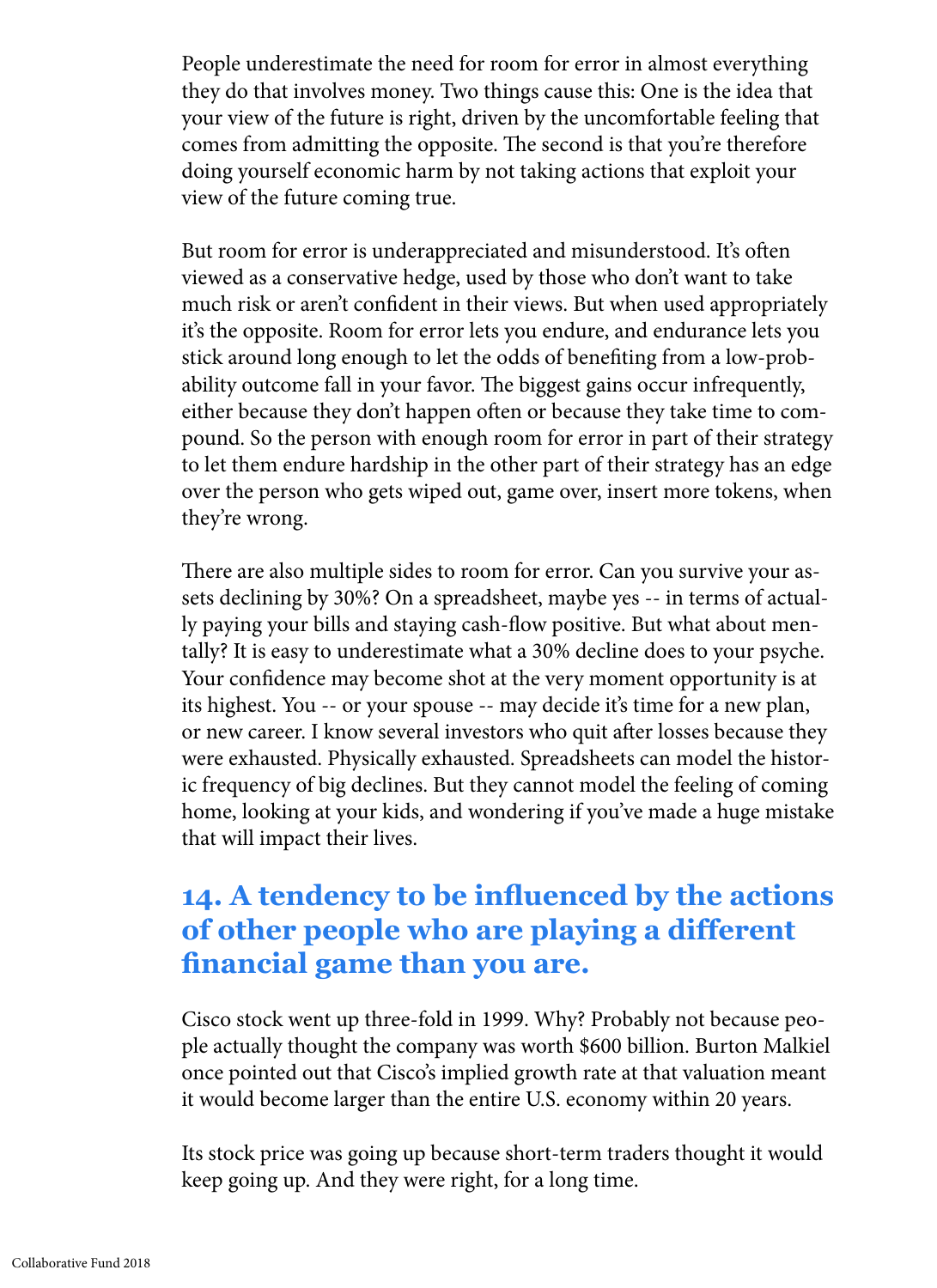People underestimate the need for room for error in almost everything they do that involves money. Two things cause this: One is the idea that your view of the future is right, driven by the uncomfortable feeling that comes from admitting the opposite. The second is that you're therefore doing yourself economic harm by not taking actions that exploit your view of the future coming true.

But room for error is underappreciated and misunderstood. It's often viewed as a conservative hedge, used by those who don't want to take much risk or aren't confident in their views. But when used appropriately it's the opposite. Room for error lets you endure, and endurance lets you stick around long enough to let the odds of benefiting from a low-probability outcome fall in your favor. The biggest gains occur infrequently, either because they don't happen often or because they take time to compound. So the person with enough room for error in part of their strategy to let them endure hardship in the other part of their strategy has an edge over the person who gets wiped out, game over, insert more tokens, when they're wrong.

There are also multiple sides to room for error. Can you survive your assets declining by 30%? On a spreadsheet, maybe yes -- in terms of actually paying your bills and staying cash-flow positive. But what about mentally? It is easy to underestimate what a 30% decline does to your psyche. Your confidence may become shot at the very moment opportunity is at its highest. You -- or your spouse -- may decide it's time for a new plan, or new career. I know several investors who quit after losses because they were exhausted. Physically exhausted. Spreadsheets can model the historic frequency of big declines. But they cannot model the feeling of coming home, looking at your kids, and wondering if you've made a huge mistake that will impact their lives.

## 14. A tendency to be influenced by the actions of other people who are playing a different financial game than you are.

Cisco stock went up three-fold in 1999. Why? Probably not because people actually thought the company was worth $600 billion. Burton Malkiel once pointed out that Cisco's implied growth rate at that valuation meant it would become larger than the entire U.S. economy within 20 years.

Its stock price was going up because short-term traders thought it would keep going up. And they were right, for a long time.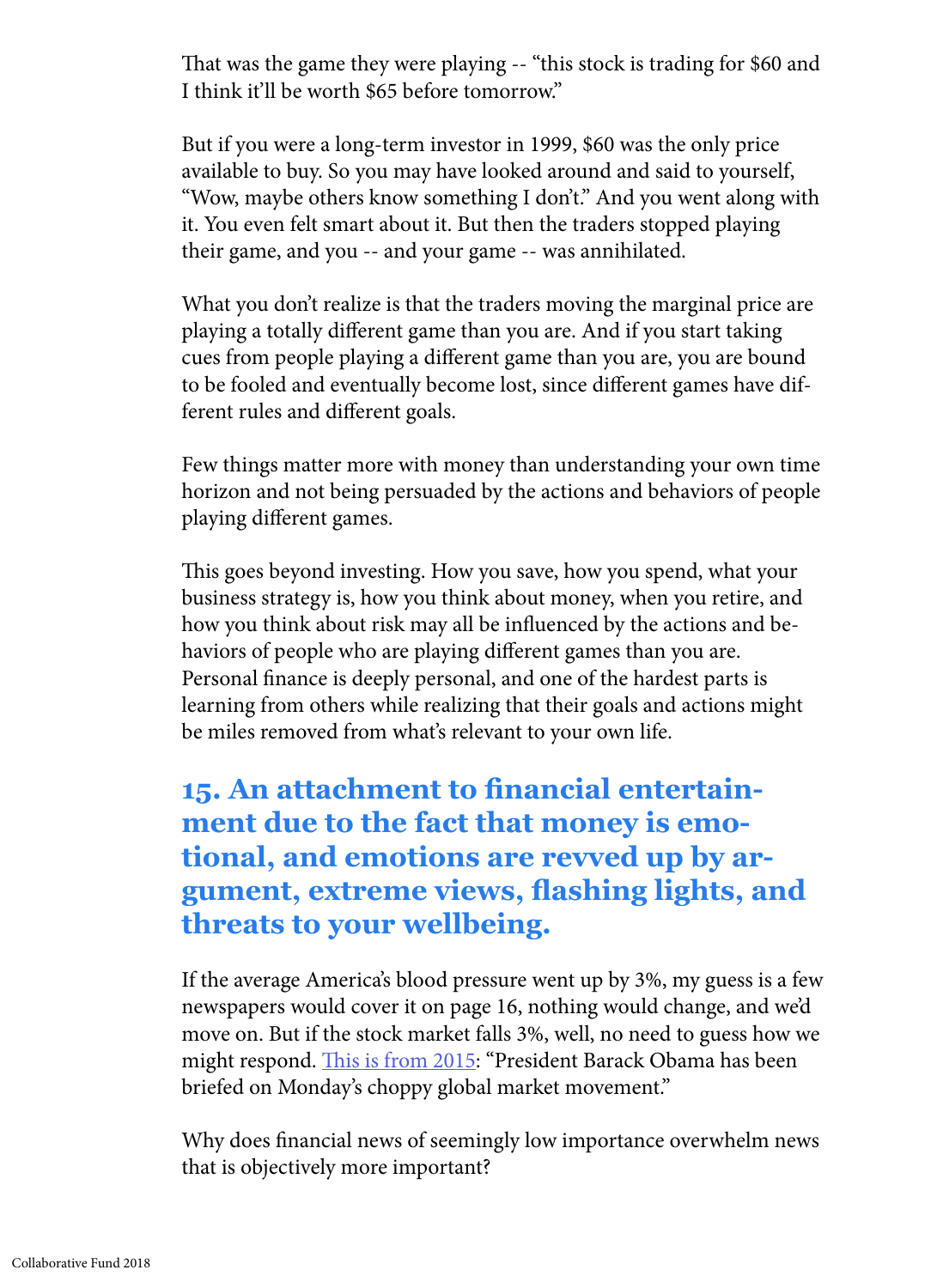That was the game they were playing -- "this stock is trading for $60 and I think it'll be worth $65 before tomorrow."

But if you were a long-term investor in 1999, $60 was the only price available to buy. So you may have looked around and said to yourself, "Wow, maybe others know something I don't." And you went along with it. You even felt smart about it. But then the traders stopped playing their game, and you -- and your game -- was annihilated.

What you don't realize is that the traders moving the marginal price are playing a totally different game than you are. And if you start taking cues from people playing a different game than you are, you are bound to be fooled and eventually become lost, since different games have different rules and different goals.

Few things matter more with money than understanding your own time horizon and not being persuaded by the actions and behaviors of people playing different games.

This goes beyond investing. How you save, how you spend, what your business strategy is, how you think about money, when you retire, and how you think about risk may all be influenced by the actions and behaviors of people who are playing different games than you are. Personal finance is deeply personal, and one of the hardest parts is learning from others while realizing that their goals and actions might be miles removed from what's relevant to your own life.

## 15. An attachment to financial entertainment due to the fact that money is emotional, and emotions are revved up by argument, extreme views, flashing lights, and threats to your wellbeing.

If the average America's blood pressure went up by 3%, my guess is a few newspapers would cover it on page 16, nothing would change, and we'd move on. But if the stock market falls 3%, well, no need to guess how we might respond. This is from 2015: "President Barack Obama has been briefed on Monday's choppy global market movement."

Why does financial news of seemingly low importance overwhelm news that is objectively more important?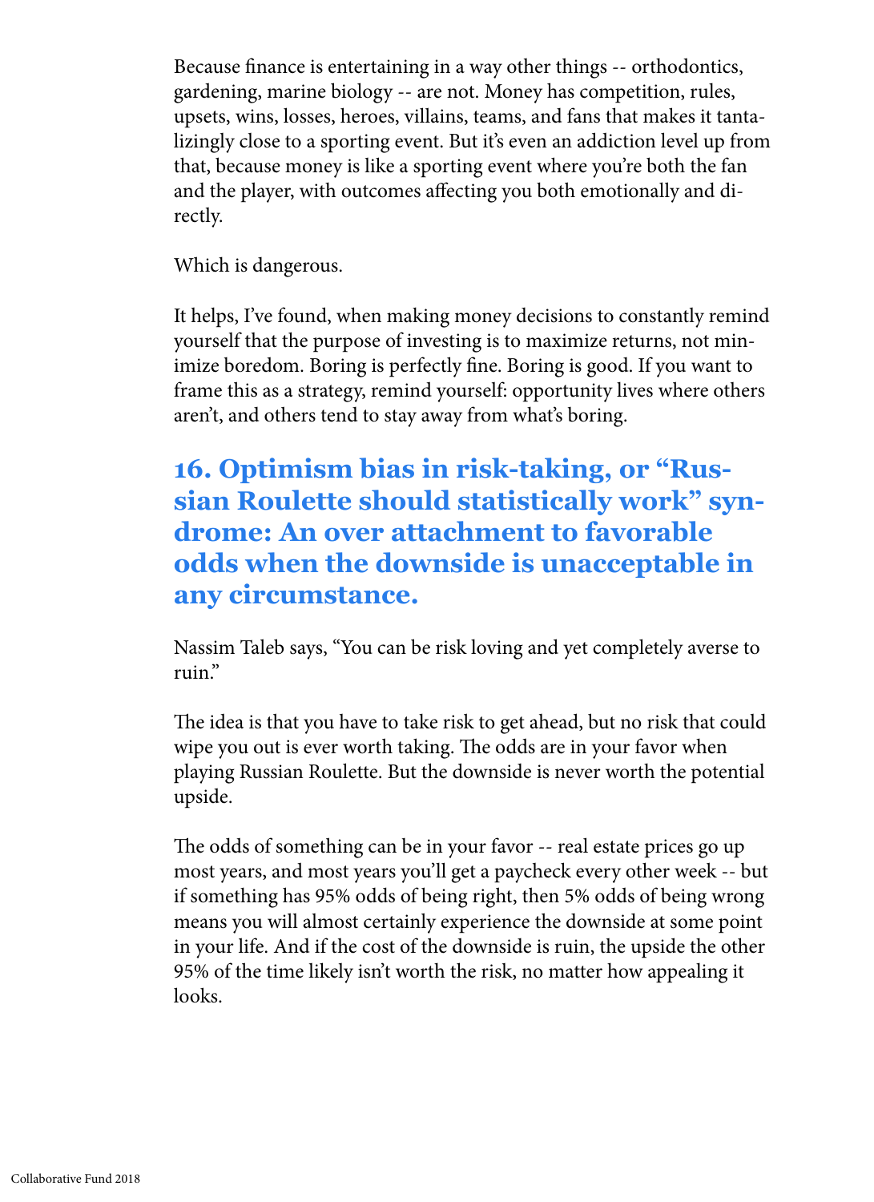Because finance is entertaining in a way other things -- orthodontics, gardening, marine biology -- are not. Money has competition, rules, upsets, wins, losses, heroes, villains, teams, and fans that makes it tantalizingly close to a sporting event. But it's even an addiction level up from that, because money is like a sporting event where you're both the fan and the player, with outcomes affecting you both emotionally and directly.

Which is dangerous.

It helps, I've found, when making money decisions to constantly remind yourself that the purpose of investing is to maximize returns, not minimize boredom. Boring is perfectly fine. Boring is good. If you want to frame this as a strategy, remind yourself: opportunity lives where others aren't, and others tend to stay away from what's boring.

## 16. Optimism bias in risk-taking, or "Russian Roulette should statistically work" syndrome: An over attachment to favorable odds when the downside is unacceptable in any circumstance.

Nassim Taleb says, "You can be risk loving and yet completely averse to ruin."

The idea is that you have to take risk to get ahead, but no risk that could wipe you out is ever worth taking. The odds are in your favor when playing Russian Roulette. But the downside is never worth the potential upside.

The odds of something can be in your favor -- real estate prices go up most years, and most years you'll get a paycheck every other week -- but if something has 95% odds of being right, then 5% odds of being wrong means you will almost certainly experience the downside at some point in your life. And if the cost of the downside is ruin, the upside the other 95% of the time likely isn't worth the risk, no matter how appealing it looks.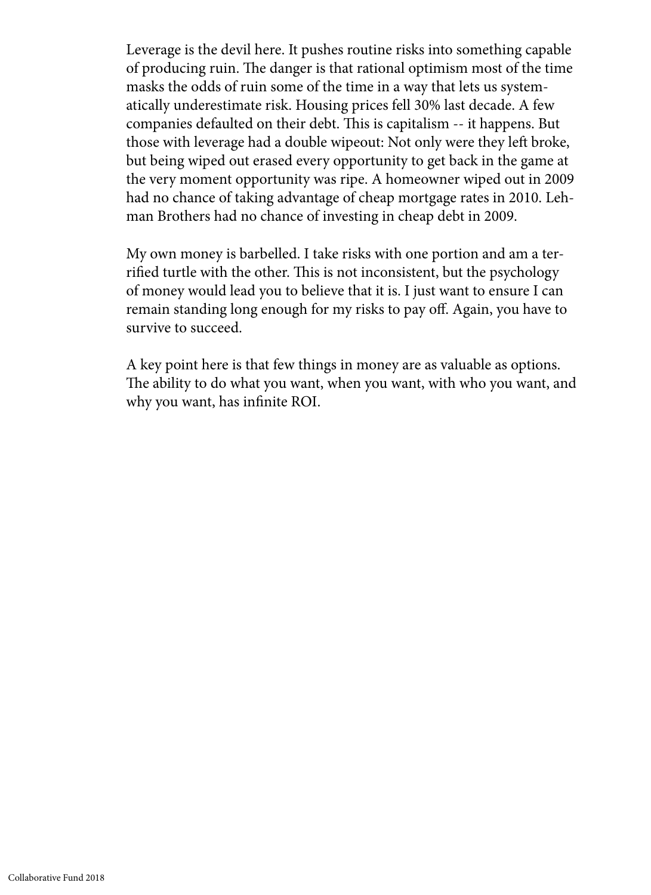Leverage is the devil here. It pushes routine risks into something capable of producing ruin. The danger is that rational optimism most of the time masks the odds of ruin some of the time in a way that lets us systematically underestimate risk. Housing prices fell 30% last decade. A few companies defaulted on their debt. This is capitalism -- it happens. But those with leverage had a double wipeout: Not only were they left broke, but being wiped out erased every opportunity to get back in the game at the very moment opportunity was ripe. A homeowner wiped out in 2009 had no chance of taking advantage of cheap mortgage rates in 2010. Lehman Brothers had no chance of investing in cheap debt in 2009.

My own money is barbelled. I take risks with one portion and am a terrified turtle with the other. This is not inconsistent, but the psychology of money would lead you to believe that it is. I just want to ensure I can remain standing long enough for my risks to pay off. Again, you have to survive to succeed.

A key point here is that few things in money are as valuable as options. The ability to do what you want, when you want, with who you want, and why you want, has infinite ROI.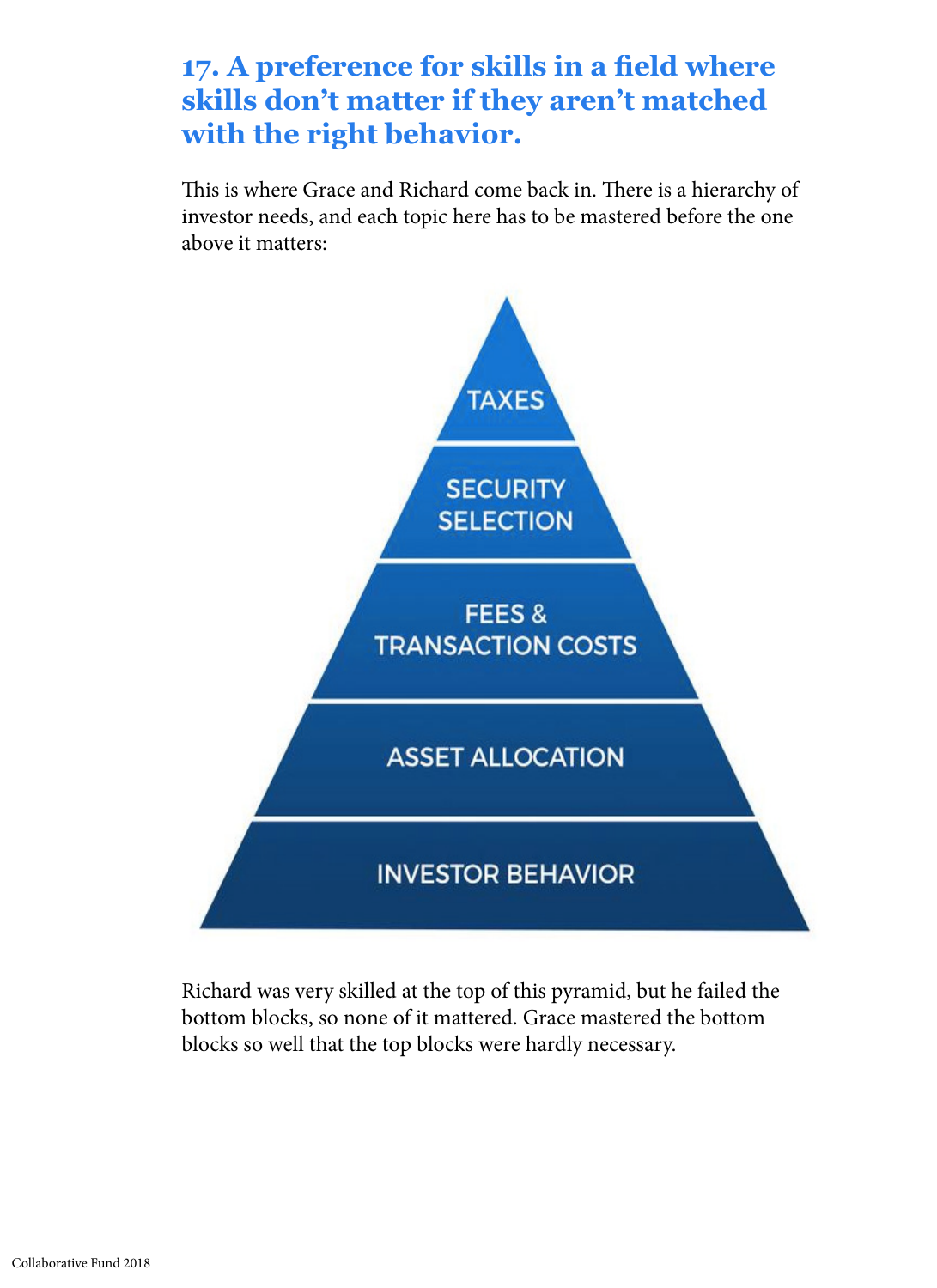## 17. A preference for skills in a field where skills don't matter if they aren't matched with the right behavior.

This is where Grace and Richard come back in. There is a hierarchy of investor needs, and each topic here has to be mastered before the one above it matters:

TAXES

SECURITY SELECTION

FEES & TRANSACTION COSTS

ASSET ALLOCATION

INVESTOR BEHAVIOR

Richard was very skilled at the top of this pyramid, but he failed the bottom blocks, so none of it mattered. Grace mastered the bottom blocks so well that the top blocks were hardly necessary.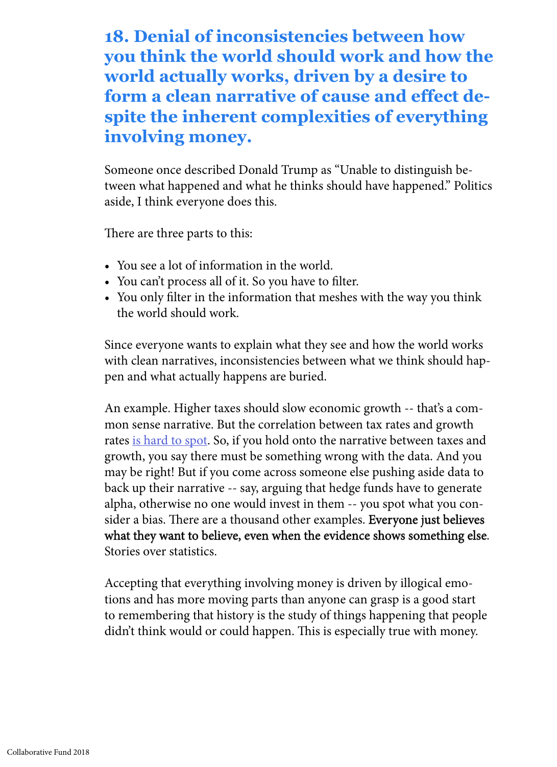## 18. Denial of inconsistencies between how you think the world should work and how the world actually works, driven by a desire to form a clean narrative of cause and effect despite the inherent complexities of everything involving money.

Someone once described Donald Trump as "Unable to distinguish between what happened and what he thinks should have happened." Politics aside, I think everyone does this.

There are three parts to this:

- You see a lot of information in the world.
- You can't process all of it. So you have to filter.
- You only filter in the information that meshes with the way you think the world should work.

Since everyone wants to explain what they see and how the world works with clean narratives, inconsistencies between what we think should happen and what actually happens are buried.

An example. Higher taxes should slow economic growth -- that's a common sense narrative. But the correlation between tax rates and growth rates is hard to spot. So, if you hold onto the narrative between taxes and growth, you say there must be something wrong with the data. And you may be right! But if you come across someone else pushing aside data to back up their narrative -- say, arguing that hedge funds have to generate alpha, otherwise no one would invest in them -- you spot what you consider a bias. There are a thousand other examples. **Everyone just believes what they want to believe, even when the evidence shows something else**. Stories over statistics.

Accepting that everything involving money is driven by illogical emotions and has more moving parts than anyone can grasp is a good start to remembering that history is the study of things happening that people didn't think would or could happen. This is especially true with money.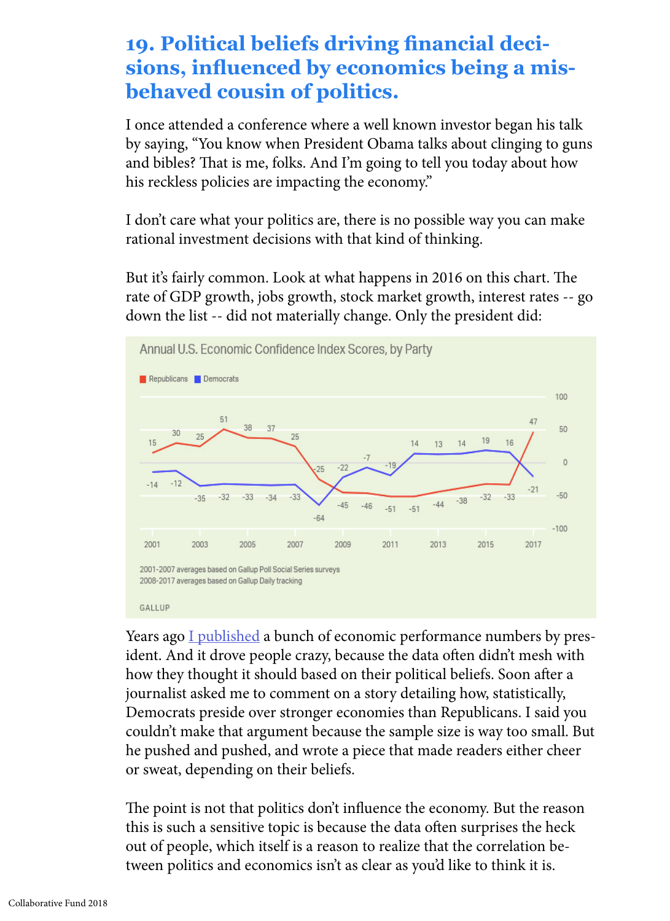## 19. Political beliefs driving financial decisions, influenced by economics being a misbehaved cousin of politics.

I once attended a conference where a well known investor began his talk by saying, "You know when President Obama talks about clinging to guns and bibles? That is me, folks. And I'm going to tell you today about how his reckless policies are impacting the economy."

I don't care what your politics are, there is no possible way you can make rational investment decisions with that kind of thinking.

But it's fairly common. Look at what happens in 2016 on this chart. The rate of GDP growth, jobs growth, stock market growth, interest rates -- go down the list -- did not materially change. Only the president did:

Annual U.S. Economic Confidence Index Scores, by Party

| Year | Republicans | Democrats |
|---|---|---|
| 2001 | 15 | -14 |
| 2002 | 30 | -12 |
| 2003 | 25 | -35 |
| 2004 | 51 | -32 |
| 2005 | 38 | -33 |
| 2006 | 37 | -34 |
| 2007 | 25 | -33 |
| 2008 | -25 | -64 |
| 2009 | -45 | -22 |
| 2010 | -46 | -7 |
| 2011 | -51 | -19 |
| 2012 | -51 | 14 |
| 2013 | -44 | 13 |
| 2014 | -38 | 14 |
| 2015 | -32 | 19 |
| 2016 | -33 | 16 |
| 2017 | 47 | -21 |

2001-2007 averages based on Gallup Poll Social Series surveys
2008-2017 averages based on Gallup Daily tracking

GALLUP

Years ago [I published](#) a bunch of economic performance numbers by president. And it drove people crazy, because the data often didn't mesh with how they thought it should based on their political beliefs. Soon after a journalist asked me to comment on a story detailing how, statistically, Democrats preside over stronger economies than Republicans. I said you couldn't make that argument because the sample size is way too small. But he pushed and pushed, and wrote a piece that made readers either cheer or sweat, depending on their beliefs.

The point is not that politics don't influence the economy. But the reason this is such a sensitive topic is because the data often surprises the heck out of people, which itself is a reason to realize that the correlation between politics and economics isn't as clear as you'd like to think it is.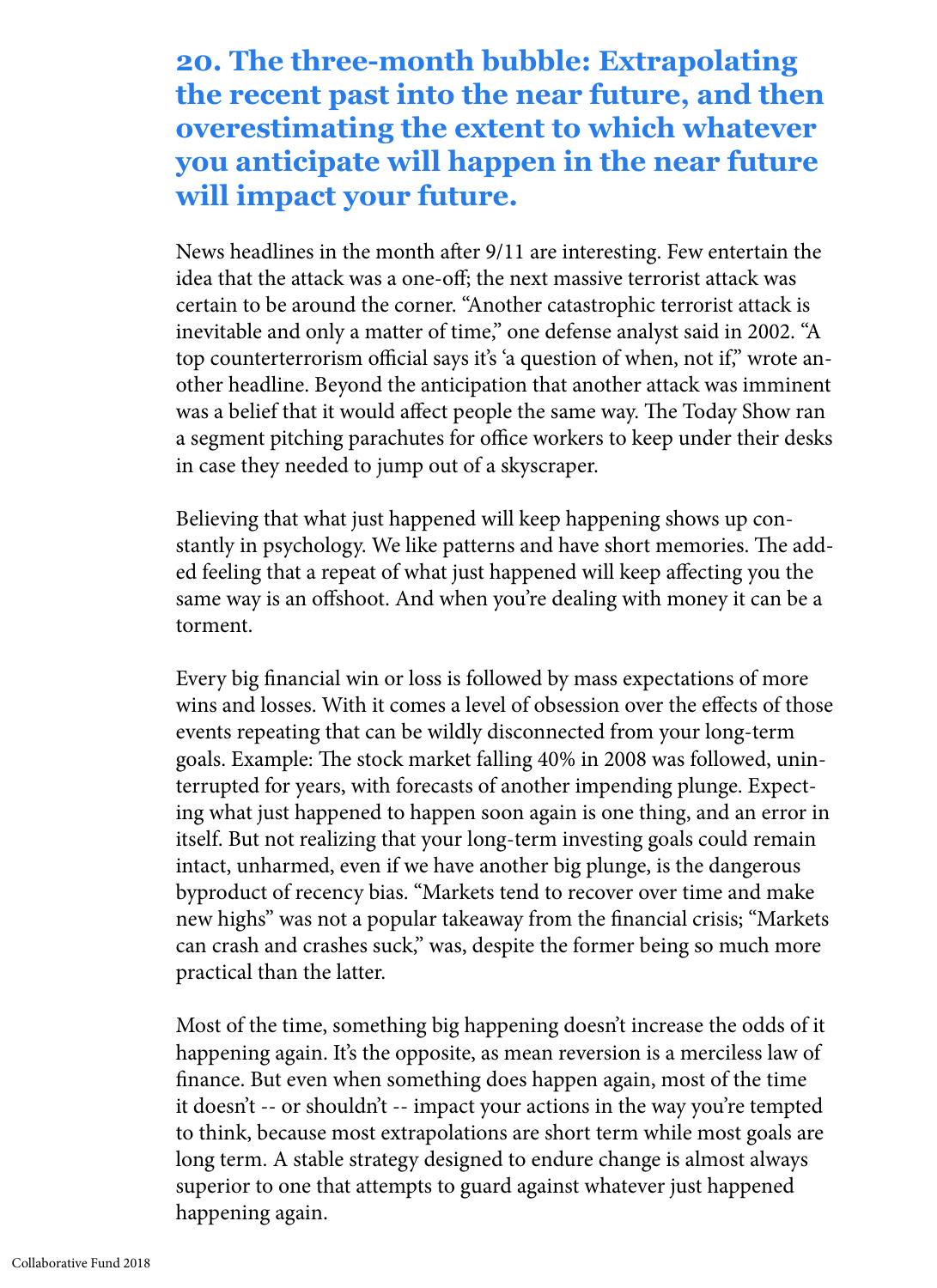## 20. The three-month bubble: Extrapolating the recent past into the near future, and then overestimating the extent to which whatever you anticipate will happen in the near future will impact your future.

News headlines in the month after 9/11 are interesting. Few entertain the idea that the attack was a one-off; the next massive terrorist attack was certain to be around the corner. "Another catastrophic terrorist attack is inevitable and only a matter of time," one defense analyst said in 2002. "A top counterterrorism official says it's 'a question of when, not if," wrote another headline. Beyond the anticipation that another attack was imminent was a belief that it would affect people the same way. The Today Show ran a segment pitching parachutes for office workers to keep under their desks in case they needed to jump out of a skyscraper.

Believing that what just happened will keep happening shows up constantly in psychology. We like patterns and have short memories. The added feeling that a repeat of what just happened will keep affecting you the same way is an offshoot. And when you're dealing with money it can be a torment.

Every big financial win or loss is followed by mass expectations of more wins and losses. With it comes a level of obsession over the effects of those events repeating that can be wildly disconnected from your long-term goals. Example: The stock market falling 40% in 2008 was followed, uninterrupted for years, with forecasts of another impending plunge. Expecting what just happened to happen soon again is one thing, and an error in itself. But not realizing that your long-term investing goals could remain intact, unharmed, even if we have another big plunge, is the dangerous byproduct of recency bias. "Markets tend to recover over time and make new highs" was not a popular takeaway from the financial crisis; "Markets can crash and crashes suck," was, despite the former being so much more practical than the latter.

Most of the time, something big happening doesn't increase the odds of it happening again. It's the opposite, as mean reversion is a merciless law of finance. But even when something does happen again, most of the time it doesn't -- or shouldn't -- impact your actions in the way you're tempted to think, because most extrapolations are short term while most goals are long term. A stable strategy designed to endure change is almost always superior to one that attempts to guard against whatever just happened happening again.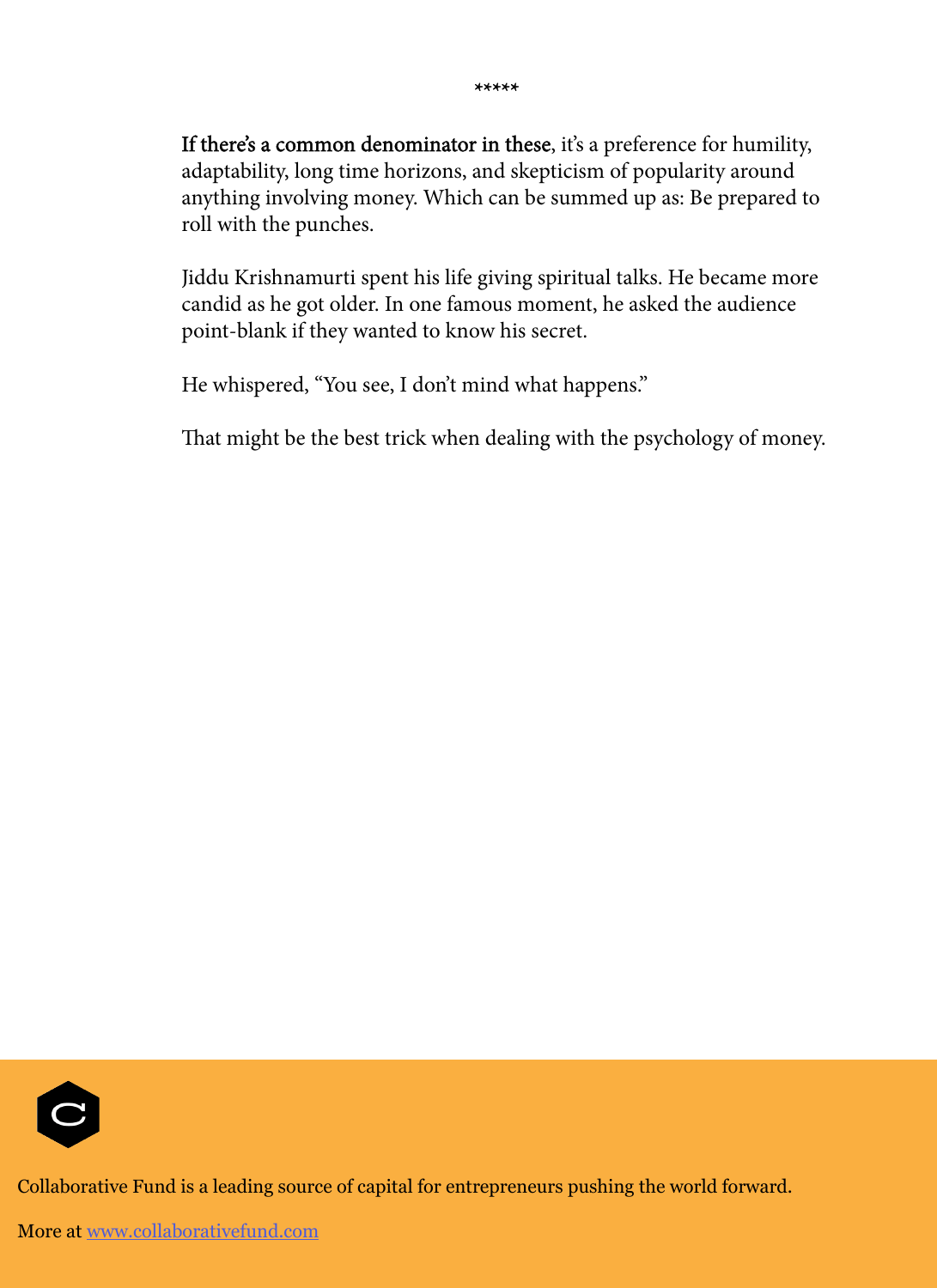*****

**If there's a common denominator in these**, it's a preference for humility, adaptability, long time horizons, and skepticism of popularity around anything involving money. Which can be summed up as: Be prepared to roll with the punches.

Jiddu Krishnamurti spent his life giving spiritual talks. He became more candid as he got older. In one famous moment, he asked the audience point-blank if they wanted to know his secret.

He whispered, "You see, I don't mind what happens."

That might be the best trick when dealing with the psychology of money.

Collaborative Fund is a leading source of capital for entrepreneurs pushing the world forward.

More at [www.collaborativefund.com](http://www.collaborativefund.com)